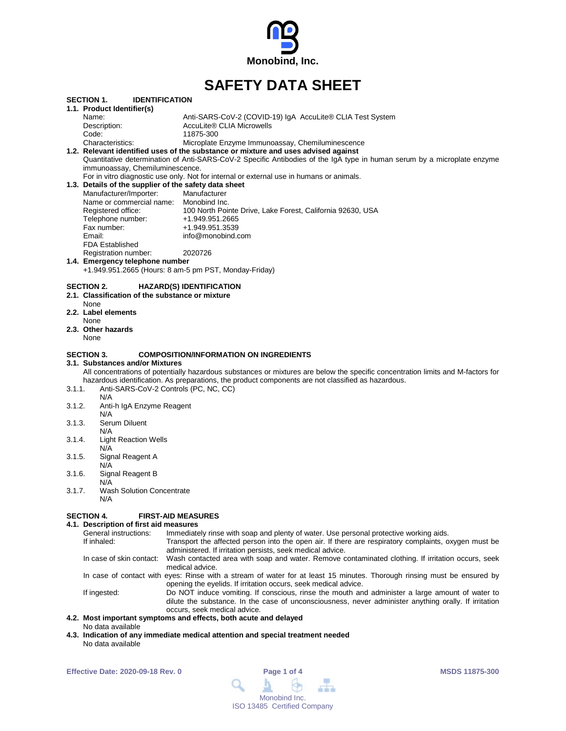Monobind, Inc.

# SAFETY DATA SHEET

## SECTION 1. IDENTIFICATION

### 1.1. Product Identifier(s)

Name: Anti-SARS-CoV-2 (COVID-19) IgA AccuLite® CLIA Test System
Description: AccuLite® CLIA Microwells
Code: 11875-300
Characteristics: Microplate Enzyme Immunoassay, Chemiluminescence

### 1.2. Relevant identified uses of the substance or mixture and uses advised against

Quantitative determination of Anti-SARS-CoV-2 Specific Antibodies of the IgA type in human serum by a microplate enzyme immunoassay, Chemiluminescence.

For in vitro diagnostic use only. Not for internal or external use in humans or animals.

### 1.3. Details of the supplier of the safety data sheet

Manufacturer/Importer: Manufacturer
Name or commercial name: Monobind Inc.
Registered office: 100 North Pointe Drive, Lake Forest, California 92630, USA
Telephone number: +1.949.951.2665
Fax number: +1.949.951.3539
Email: info@monobind.com
FDA Established Registration number: 2020726

### 1.4. Emergency telephone number

+1.949.951.2665 (Hours: 8 am-5 pm PST, Monday-Friday)

## SECTION 2. HAZARD(S) IDENTIFICATION

### 2.1. Classification of the substance or mixture

None

### 2.2. Label elements

None

### 2.3. Other hazards

None

## SECTION 3. COMPOSITION/INFORMATION ON INGREDIENTS

### 3.1. Substances and/or Mixtures

All concentrations of potentially hazardous substances or mixtures are below the specific concentration limits and M-factors for hazardous identification. As preparations, the product components are not classified as hazardous.

3.1.1. Anti-SARS-CoV-2 Controls (PC, NC, CC)
N/A

3.1.2. Anti-h IgA Enzyme Reagent
N/A

3.1.3. Serum Diluent
N/A

3.1.4. Light Reaction Wells
N/A

3.1.5. Signal Reagent A
N/A

3.1.6. Signal Reagent B
N/A

3.1.7. Wash Solution Concentrate
N/A

## SECTION 4. FIRST-AID MEASURES

### 4.1. Description of first aid measures

General instructions: Immediately rinse with soap and plenty of water. Use personal protective working aids.

If inhaled: Transport the affected person into the open air. If there are respiratory complaints, oxygen must be administered. If irritation persists, seek medical advice.

In case of skin contact: Wash contacted area with soap and water. Remove contaminated clothing. If irritation occurs, seek medical advice.

In case of contact with eyes: Rinse with a stream of water for at least 15 minutes. Thorough rinsing must be ensured by opening the eyelids. If irritation occurs, seek medical advice.

If ingested: Do NOT induce vomiting. If conscious, rinse the mouth and administer a large amount of water to dilute the substance. In the case of unconsciousness, never administer anything orally. If irritation occurs, seek medical advice.

### 4.2. Most important symptoms and effects, both acute and delayed

No data available

### 4.3. Indication of any immediate medical attention and special treatment needed

No data available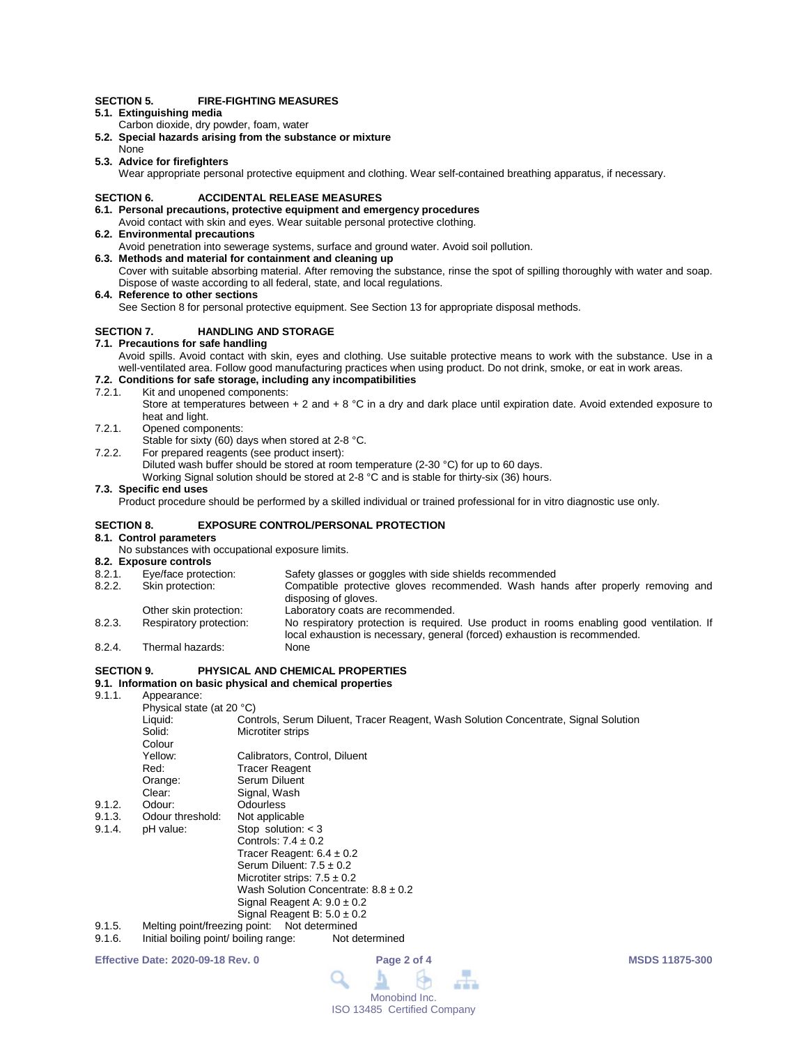## SECTION 5. FIRE-FIGHTING MEASURES

**5.1. Extinguishing media**

Carbon dioxide, dry powder, foam, water

**5.2. Special hazards arising from the substance or mixture**

None

**5.3. Advice for firefighters**

Wear appropriate personal protective equipment and clothing. Wear self-contained breathing apparatus, if necessary.

## SECTION 6. ACCIDENTAL RELEASE MEASURES

**6.1. Personal precautions, protective equipment and emergency procedures**

Avoid contact with skin and eyes. Wear suitable personal protective clothing.

**6.2. Environmental precautions**

Avoid penetration into sewerage systems, surface and ground water. Avoid soil pollution.

**6.3. Methods and material for containment and cleaning up**

Cover with suitable absorbing material. After removing the substance, rinse the spot of spilling thoroughly with water and soap. Dispose of waste according to all federal, state, and local regulations.

**6.4. Reference to other sections**

See Section 8 for personal protective equipment. See Section 13 for appropriate disposal methods.

## SECTION 7. HANDLING AND STORAGE

**7.1. Precautions for safe handling**

Avoid spills. Avoid contact with skin, eyes and clothing. Use suitable protective means to work with the substance. Use in a well-ventilated area. Follow good manufacturing practices when using product. Do not drink, smoke, or eat in work areas.

**7.2. Conditions for safe storage, including any incompatibilities**

7.2.1. Kit and unopened components:
Store at temperatures between + 2 and + 8 °C in a dry and dark place until expiration date. Avoid extended exposure to heat and light.

7.2.1. Opened components:
Stable for sixty (60) days when stored at 2-8 °C.

7.2.2. For prepared reagents (see product insert):
Diluted wash buffer should be stored at room temperature (2-30 °C) for up to 60 days.
Working Signal solution should be stored at 2-8 °C and is stable for thirty-six (36) hours.

**7.3. Specific end uses**

Product procedure should be performed by a skilled individual or trained professional for in vitro diagnostic use only.

## SECTION 8. EXPOSURE CONTROL/PERSONAL PROTECTION

**8.1. Control parameters**

No substances with occupational exposure limits.

**8.2. Exposure controls**

| | | |
|---|---|---|
| 8.2.1. | Eye/face protection: | Safety glasses or goggles with side shields recommended |
| 8.2.2. | Skin protection: | Compatible protective gloves recommended. Wash hands after properly removing and disposing of gloves. |
| | Other skin protection: | Laboratory coats are recommended. |
| 8.2.3. | Respiratory protection: | No respiratory protection is required. Use product in rooms enabling good ventilation. If local exhaustion is necessary, general (forced) exhaustion is recommended. |
| 8.2.4. | Thermal hazards: | None |

## SECTION 9. PHYSICAL AND CHEMICAL PROPERTIES

**9.1. Information on basic physical and chemical properties**

9.1.1. Appearance:

Physical state (at 20 °C)

| | |
|---|---|
| Liquid: | Controls, Serum Diluent, Tracer Reagent, Wash Solution Concentrate, Signal Solution |
| Solid: | Microtiter strips |

Colour

| | |
|---|---|
| Yellow: | Calibrators, Control, Diluent |
| Red: | Tracer Reagent |
| Orange: | Serum Diluent |
| Clear: | Signal, Wash |

9.1.2. Odour: Odourless

9.1.3. Odour threshold: Not applicable

9.1.4. pH value:
Stop solution: < 3
Controls: 7.4 ± 0.2
Tracer Reagent: 6.4 ± 0.2
Serum Diluent: 7.5 ± 0.2
Microtiter strips: 7.5 ± 0.2
Wash Solution Concentrate: 8.8 ± 0.2
Signal Reagent A: 9.0 ± 0.2
Signal Reagent B: 5.0 ± 0.2

9.1.5. Melting point/freezing point: Not determined

9.1.6. Initial boiling point/ boiling range: Not determined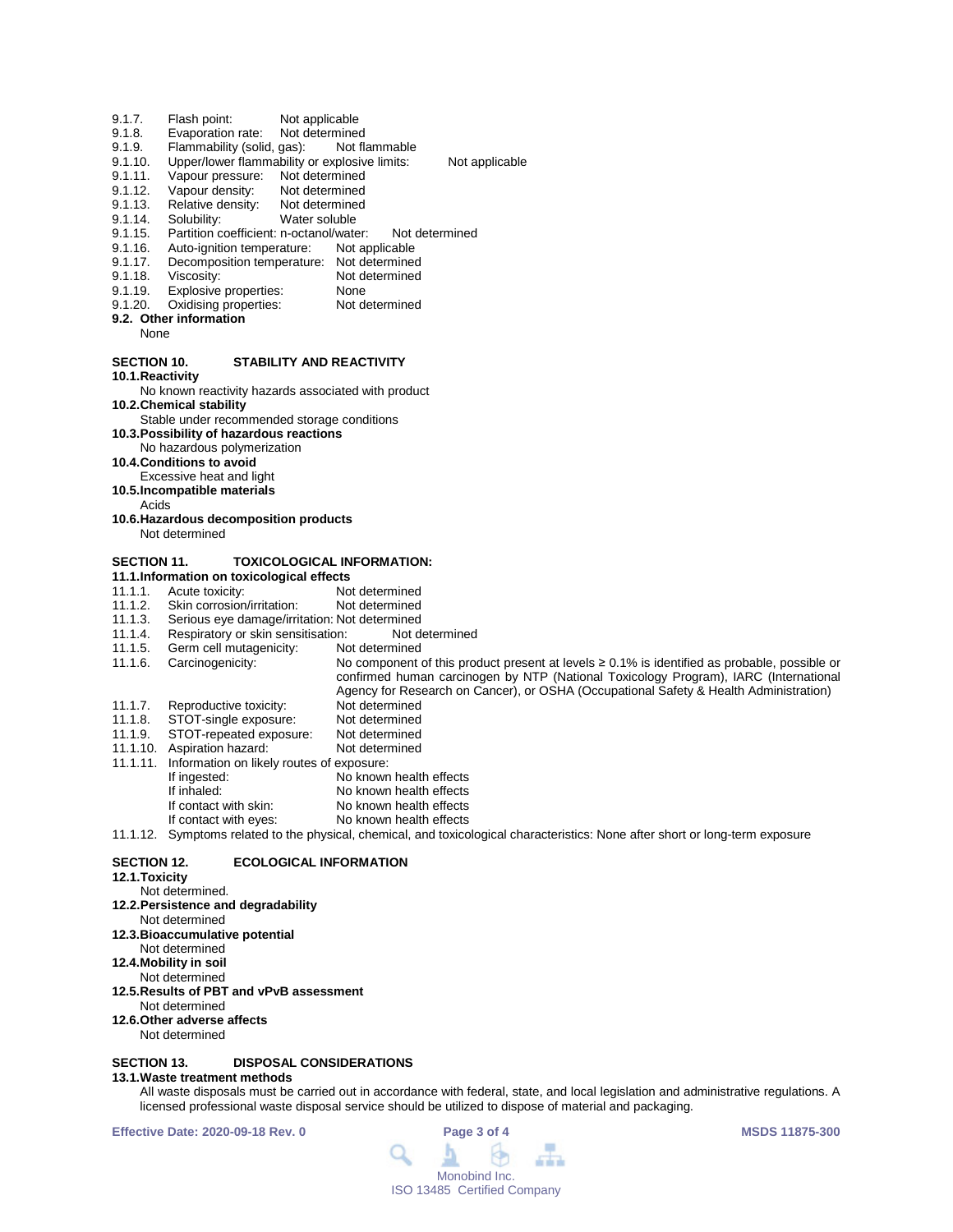9.1.7. Flash point: Not applicable
9.1.8. Evaporation rate: Not determined
9.1.9. Flammability (solid, gas): Not flammable
9.1.10. Upper/lower flammability or explosive limits: Not applicable
9.1.11. Vapour pressure: Not determined
9.1.12. Vapour density: Not determined
9.1.13. Relative density: Not determined
9.1.14. Solubility: Water soluble
9.1.15. Partition coefficient: n-octanol/water: Not determined
9.1.16. Auto-ignition temperature: Not applicable
9.1.17. Decomposition temperature: Not determined
9.1.18. Viscosity: Not determined
9.1.19. Explosive properties: None
9.1.20. Oxidising properties: Not determined

**9.2. Other information**

None

## SECTION 10. STABILITY AND REACTIVITY

**10.1. Reactivity**

No known reactivity hazards associated with product

**10.2. Chemical stability**

Stable under recommended storage conditions

**10.3. Possibility of hazardous reactions**

No hazardous polymerization

**10.4. Conditions to avoid**

Excessive heat and light

**10.5. Incompatible materials**

Acids

**10.6. Hazardous decomposition products**

Not determined

## SECTION 11. TOXICOLOGICAL INFORMATION:

**11.1. Information on toxicological effects**

11.1.1. Acute toxicity: Not determined
11.1.2. Skin corrosion/irritation: Not determined
11.1.3. Serious eye damage/irritation: Not determined
11.1.4. Respiratory or skin sensitisation: Not determined
11.1.5. Germ cell mutagenicity: Not determined
11.1.6. Carcinogenicity: No component of this product present at levels ≥ 0.1% is identified as probable, possible or confirmed human carcinogen by NTP (National Toxicology Program), IARC (International Agency for Research on Cancer), or OSHA (Occupational Safety & Health Administration)
11.1.7. Reproductive toxicity: Not determined
11.1.8. STOT-single exposure: Not determined
11.1.9. STOT-repeated exposure: Not determined
11.1.10. Aspiration hazard: Not determined
11.1.11. Information on likely routes of exposure:

- If ingested: No known health effects
- If inhaled: No known health effects
- If contact with skin: No known health effects
- If contact with eyes: No known health effects

11.1.12. Symptoms related to the physical, chemical, and toxicological characteristics: None after short or long-term exposure

## SECTION 12. ECOLOGICAL INFORMATION

**12.1. Toxicity**

Not determined.

**12.2. Persistence and degradability**

Not determined

**12.3. Bioaccumulative potential**

Not determined

**12.4. Mobility in soil**

Not determined

**12.5. Results of PBT and vPvB assessment**

Not determined

**12.6. Other adverse affects**

Not determined

## SECTION 13. DISPOSAL CONSIDERATIONS

**13.1. Waste treatment methods**

All waste disposals must be carried out in accordance with federal, state, and local legislation and administrative regulations. A licensed professional waste disposal service should be utilized to dispose of material and packaging.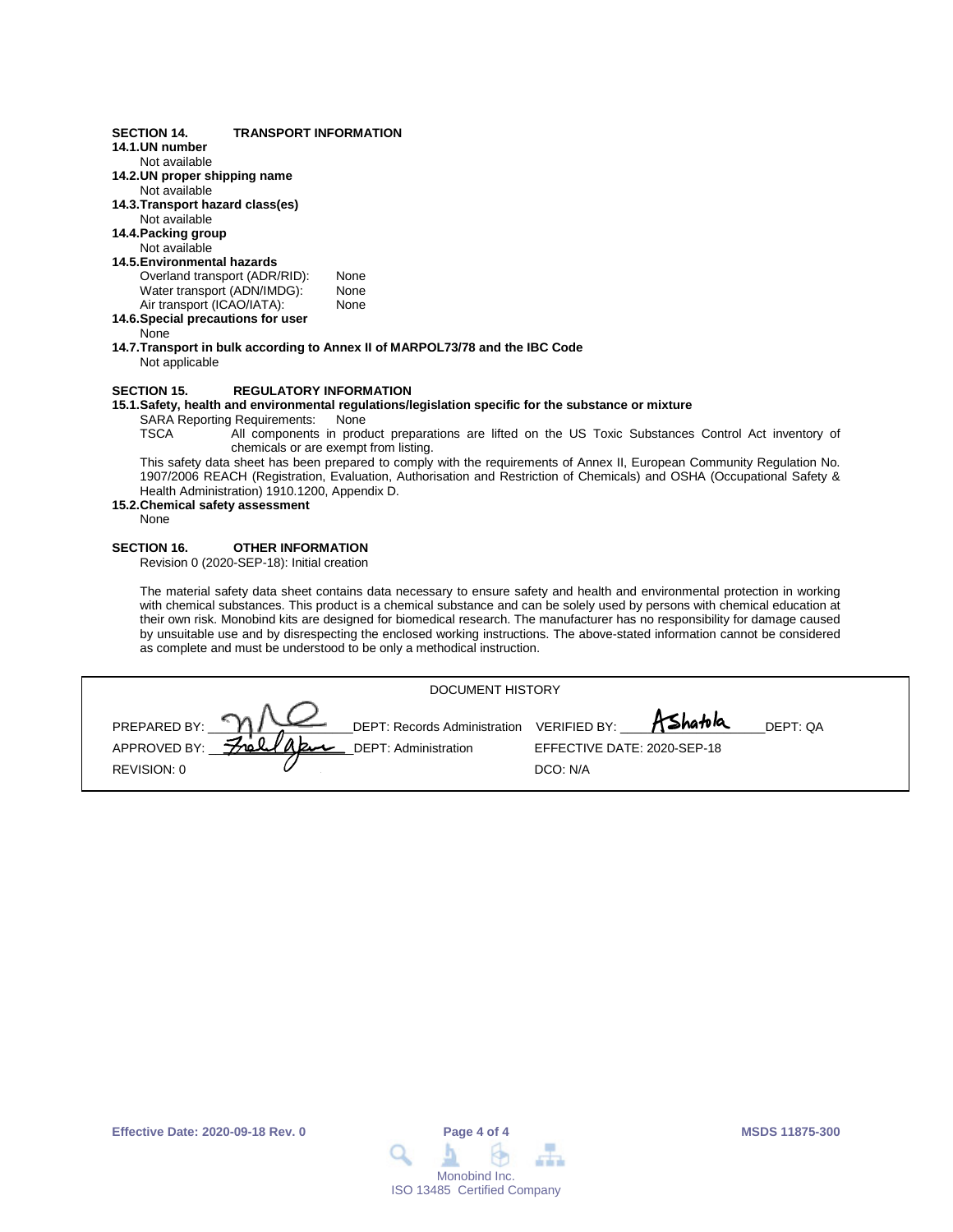## SECTION 14. TRANSPORT INFORMATION

**14.1. UN number**

Not available

**14.2. UN proper shipping name**

Not available

**14.3. Transport hazard class(es)**

Not available

**14.4. Packing group**

Not available

**14.5. Environmental hazards**

Overland transport (ADR/RID): None
Water transport (ADN/IMDG): None
Air transport (ICAO/IATA): None

**14.6. Special precautions for user**

None

**14.7. Transport in bulk according to Annex II of MARPOL73/78 and the IBC Code**

Not applicable

## SECTION 15. REGULATORY INFORMATION

**15.1. Safety, health and environmental regulations/legislation specific for the substance or mixture**

SARA Reporting Requirements: None

TSCA All components in product preparations are lifted on the US Toxic Substances Control Act inventory of chemicals or are exempt from listing.

This safety data sheet has been prepared to comply with the requirements of Annex II, European Community Regulation No. 1907/2006 REACH (Registration, Evaluation, Authorisation and Restriction of Chemicals) and OSHA (Occupational Safety & Health Administration) 1910.1200, Appendix D.

**15.2. Chemical safety assessment**

None

## SECTION 16. OTHER INFORMATION

Revision 0 (2020-SEP-18): Initial creation

The material safety data sheet contains data necessary to ensure safety and health and environmental protection in working with chemical substances. This product is a chemical substance and can be solely used by persons with chemical education at their own risk. Monobind kits are designed for biomedical research. The manufacturer has no responsibility for damage caused by unsuitable use and by disrespecting the enclosed working instructions. The above-stated information cannot be considered as complete and must be understood to be only a methodical instruction.

| DOCUMENT HISTORY | | | |
|---|---|---|---|
| PREPARED BY: [signature] | DEPT: Records Administration | VERIFIED BY: Ashatola | DEPT: QA |
| APPROVED BY: [signature] | DEPT: Administration | EFFECTIVE DATE: 2020-SEP-18 | |
| REVISION: 0 | | DCO: N/A | |